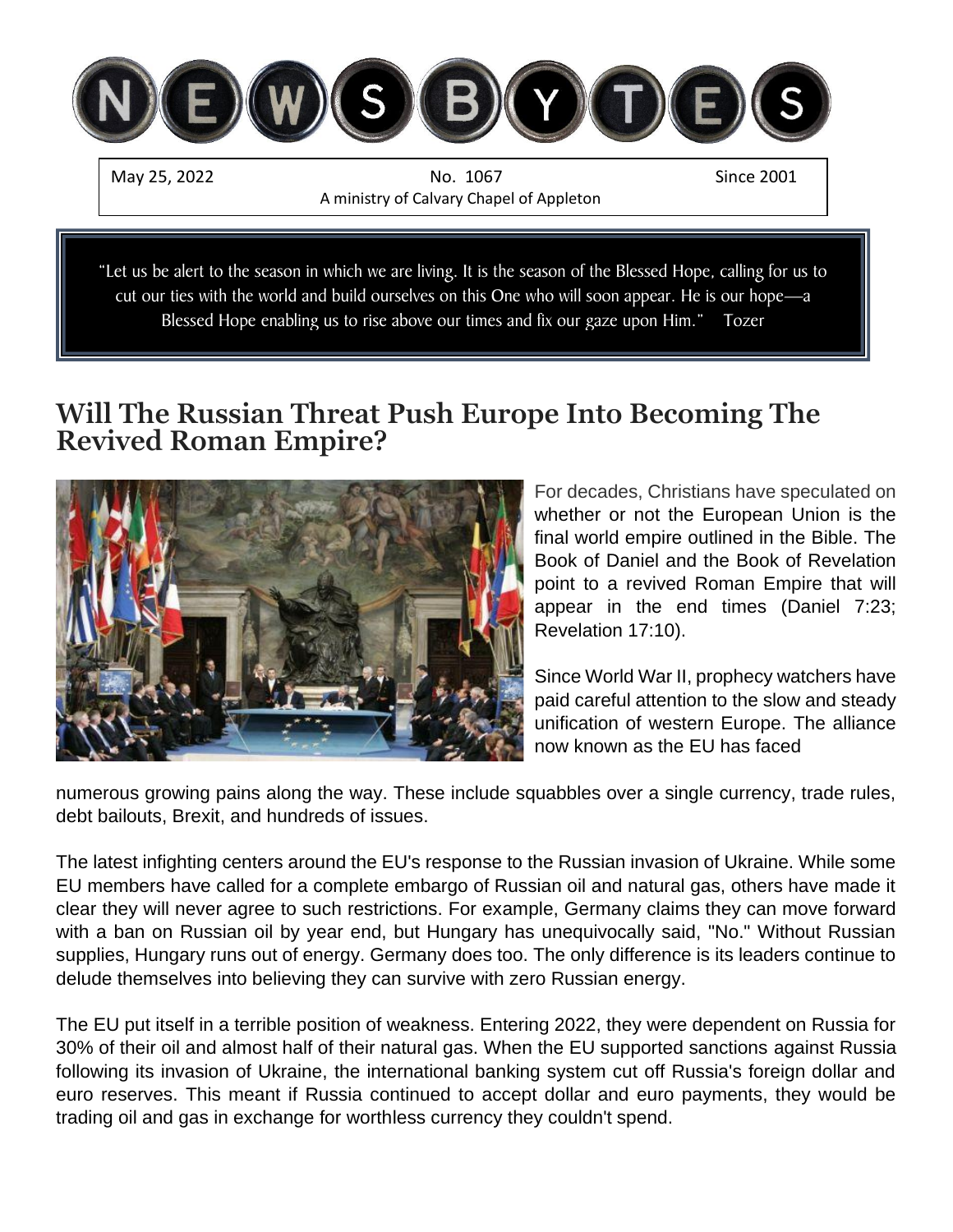# NEWSBYTES

May 25, 2022 | No. 1067 | Since 2001

A ministry of Calvary Chapel of Appleton

"Let us be alert to the season in which we are living. It is the season of the Blessed Hope, calling for us to cut our ties with the world and build ourselves on this One who will soon appear. He is our hope—a Blessed Hope enabling us to rise above our times and fix our gaze upon Him." Tozer

## Will The Russian Threat Push Europe Into Becoming The Revived Roman Empire?

For decades, Christians have speculated on whether or not the European Union is the final world empire outlined in the Bible. The Book of Daniel and the Book of Revelation point to a revived Roman Empire that will appear in the end times (Daniel 7:23; Revelation 17:10).

Since World War II, prophecy watchers have paid careful attention to the slow and steady unification of western Europe. The alliance now known as the EU has faced numerous growing pains along the way. These include squabbles over a single currency, trade rules, debt bailouts, Brexit, and hundreds of issues.

The latest infighting centers around the EU's response to the Russian invasion of Ukraine. While some EU members have called for a complete embargo of Russian oil and natural gas, others have made it clear they will never agree to such restrictions. For example, Germany claims they can move forward with a ban on Russian oil by year end, but Hungary has unequivocally said, "No." Without Russian supplies, Hungary runs out of energy. Germany does too. The only difference is its leaders continue to delude themselves into believing they can survive with zero Russian energy.

The EU put itself in a terrible position of weakness. Entering 2022, they were dependent on Russia for 30% of their oil and almost half of their natural gas. When the EU supported sanctions against Russia following its invasion of Ukraine, the international banking system cut off Russia's foreign dollar and euro reserves. This meant if Russia continued to accept dollar and euro payments, they would be trading oil and gas in exchange for worthless currency they couldn't spend.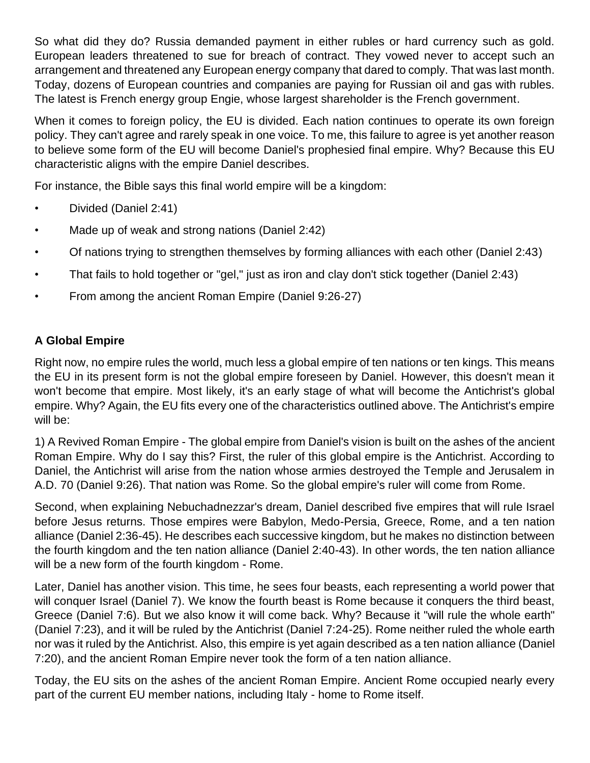So what did they do? Russia demanded payment in either rubles or hard currency such as gold. European leaders threatened to sue for breach of contract. They vowed never to accept such an arrangement and threatened any European energy company that dared to comply. That was last month. Today, dozens of European countries and companies are paying for Russian oil and gas with rubles. The latest is French energy group Engie, whose largest shareholder is the French government.

When it comes to foreign policy, the EU is divided. Each nation continues to operate its own foreign policy. They can't agree and rarely speak in one voice. To me, this failure to agree is yet another reason to believe some form of the EU will become Daniel's prophesied final empire. Why? Because this EU characteristic aligns with the empire Daniel describes.

For instance, the Bible says this final world empire will be a kingdom:

- Divided (Daniel 2:41)
- Made up of weak and strong nations (Daniel 2:42)
- Of nations trying to strengthen themselves by forming alliances with each other (Daniel 2:43)
- That fails to hold together or "gel," just as iron and clay don't stick together (Daniel 2:43)
- From among the ancient Roman Empire (Daniel 9:26-27)

**A Global Empire**

Right now, no empire rules the world, much less a global empire of ten nations or ten kings. This means the EU in its present form is not the global empire foreseen by Daniel. However, this doesn't mean it won't become that empire. Most likely, it's an early stage of what will become the Antichrist's global empire. Why? Again, the EU fits every one of the characteristics outlined above. The Antichrist's empire will be:

1) A Revived Roman Empire - The global empire from Daniel's vision is built on the ashes of the ancient Roman Empire. Why do I say this? First, the ruler of this global empire is the Antichrist. According to Daniel, the Antichrist will arise from the nation whose armies destroyed the Temple and Jerusalem in A.D. 70 (Daniel 9:26). That nation was Rome. So the global empire's ruler will come from Rome.

Second, when explaining Nebuchadnezzar's dream, Daniel described five empires that will rule Israel before Jesus returns. Those empires were Babylon, Medo-Persia, Greece, Rome, and a ten nation alliance (Daniel 2:36-45). He describes each successive kingdom, but he makes no distinction between the fourth kingdom and the ten nation alliance (Daniel 2:40-43). In other words, the ten nation alliance will be a new form of the fourth kingdom - Rome.

Later, Daniel has another vision. This time, he sees four beasts, each representing a world power that will conquer Israel (Daniel 7). We know the fourth beast is Rome because it conquers the third beast, Greece (Daniel 7:6). But we also know it will come back. Why? Because it "will rule the whole earth" (Daniel 7:23), and it will be ruled by the Antichrist (Daniel 7:24-25). Rome neither ruled the whole earth nor was it ruled by the Antichrist. Also, this empire is yet again described as a ten nation alliance (Daniel 7:20), and the ancient Roman Empire never took the form of a ten nation alliance.

Today, the EU sits on the ashes of the ancient Roman Empire. Ancient Rome occupied nearly every part of the current EU member nations, including Italy - home to Rome itself.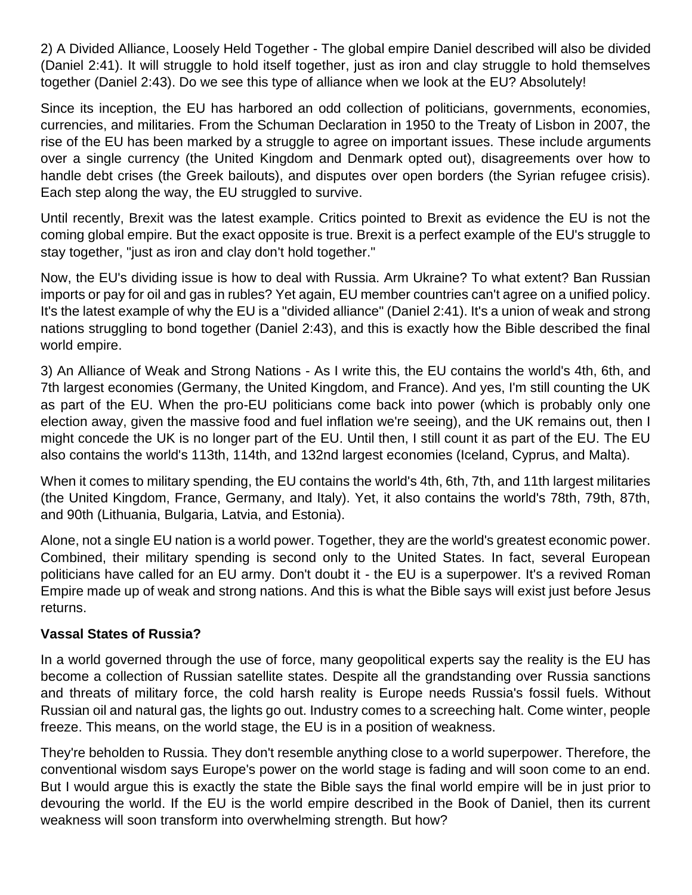2) A Divided Alliance, Loosely Held Together - The global empire Daniel described will also be divided (Daniel 2:41). It will struggle to hold itself together, just as iron and clay struggle to hold themselves together (Daniel 2:43). Do we see this type of alliance when we look at the EU? Absolutely!

Since its inception, the EU has harbored an odd collection of politicians, governments, economies, currencies, and militaries. From the Schuman Declaration in 1950 to the Treaty of Lisbon in 2007, the rise of the EU has been marked by a struggle to agree on important issues. These include arguments over a single currency (the United Kingdom and Denmark opted out), disagreements over how to handle debt crises (the Greek bailouts), and disputes over open borders (the Syrian refugee crisis). Each step along the way, the EU struggled to survive.

Until recently, Brexit was the latest example. Critics pointed to Brexit as evidence the EU is not the coming global empire. But the exact opposite is true. Brexit is a perfect example of the EU's struggle to stay together, "just as iron and clay don't hold together."

Now, the EU's dividing issue is how to deal with Russia. Arm Ukraine? To what extent? Ban Russian imports or pay for oil and gas in rubles? Yet again, EU member countries can't agree on a unified policy. It's the latest example of why the EU is a "divided alliance" (Daniel 2:41). It's a union of weak and strong nations struggling to bond together (Daniel 2:43), and this is exactly how the Bible described the final world empire.

3) An Alliance of Weak and Strong Nations - As I write this, the EU contains the world's 4th, 6th, and 7th largest economies (Germany, the United Kingdom, and France). And yes, I'm still counting the UK as part of the EU. When the pro-EU politicians come back into power (which is probably only one election away, given the massive food and fuel inflation we're seeing), and the UK remains out, then I might concede the UK is no longer part of the EU. Until then, I still count it as part of the EU. The EU also contains the world's 113th, 114th, and 132nd largest economies (Iceland, Cyprus, and Malta).

When it comes to military spending, the EU contains the world's 4th, 6th, 7th, and 11th largest militaries (the United Kingdom, France, Germany, and Italy). Yet, it also contains the world's 78th, 79th, 87th, and 90th (Lithuania, Bulgaria, Latvia, and Estonia).

Alone, not a single EU nation is a world power. Together, they are the world's greatest economic power. Combined, their military spending is second only to the United States. In fact, several European politicians have called for an EU army. Don't doubt it - the EU is a superpower. It's a revived Roman Empire made up of weak and strong nations. And this is what the Bible says will exist just before Jesus returns.

**Vassal States of Russia?**

In a world governed through the use of force, many geopolitical experts say the reality is the EU has become a collection of Russian satellite states. Despite all the grandstanding over Russia sanctions and threats of military force, the cold harsh reality is Europe needs Russia's fossil fuels. Without Russian oil and natural gas, the lights go out. Industry comes to a screeching halt. Come winter, people freeze. This means, on the world stage, the EU is in a position of weakness.

They're beholden to Russia. They don't resemble anything close to a world superpower. Therefore, the conventional wisdom says Europe's power on the world stage is fading and will soon come to an end. But I would argue this is exactly the state the Bible says the final world empire will be in just prior to devouring the world. If the EU is the world empire described in the Book of Daniel, then its current weakness will soon transform into overwhelming strength. But how?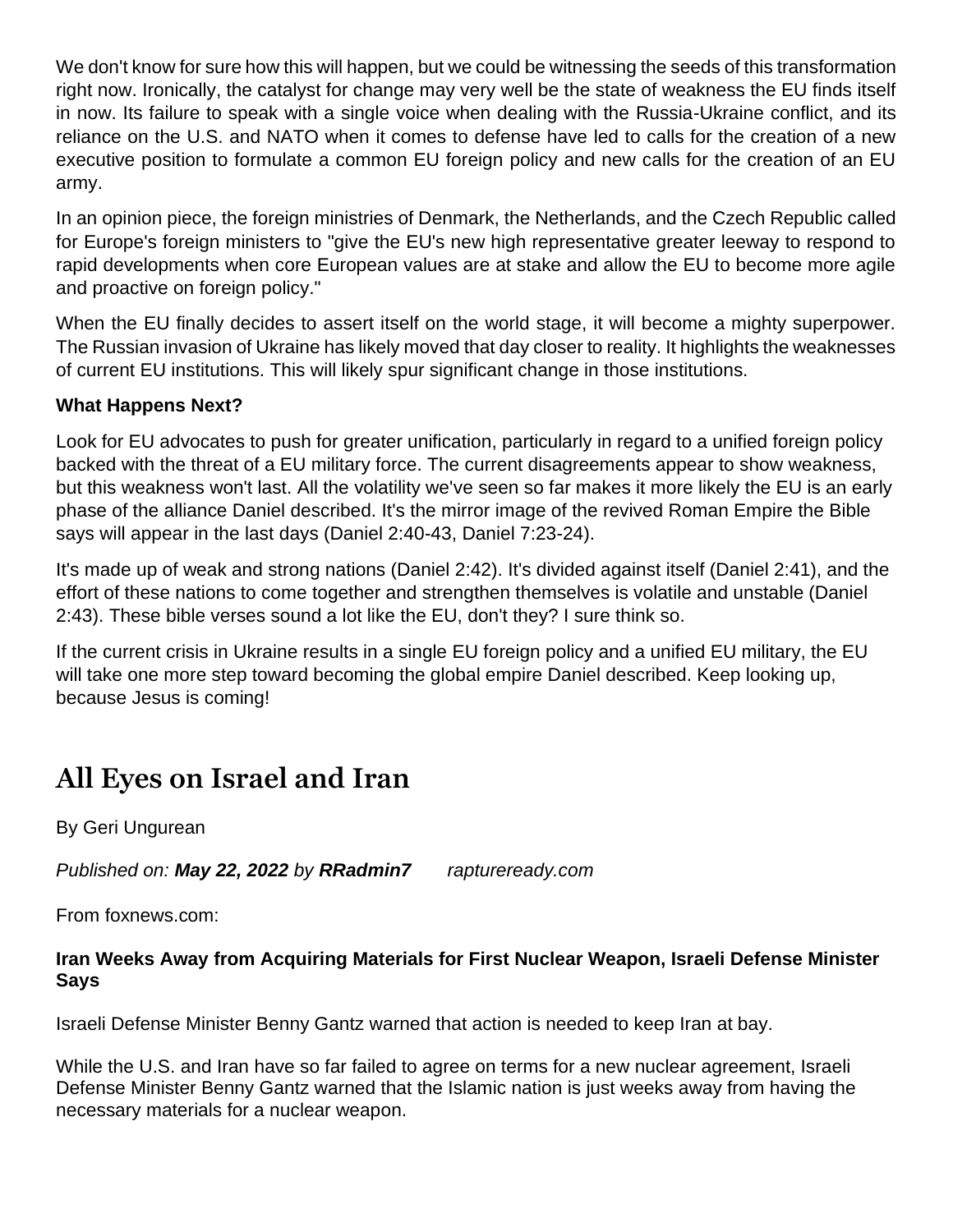We don't know for sure how this will happen, but we could be witnessing the seeds of this transformation right now. Ironically, the catalyst for change may very well be the state of weakness the EU finds itself in now. Its failure to speak with a single voice when dealing with the Russia-Ukraine conflict, and its reliance on the U.S. and NATO when it comes to defense have led to calls for the creation of a new executive position to formulate a common EU foreign policy and new calls for the creation of an EU army.

In an opinion piece, the foreign ministries of Denmark, the Netherlands, and the Czech Republic called for Europe's foreign ministers to "give the EU's new high representative greater leeway to respond to rapid developments when core European values are at stake and allow the EU to become more agile and proactive on foreign policy."

When the EU finally decides to assert itself on the world stage, it will become a mighty superpower. The Russian invasion of Ukraine has likely moved that day closer to reality. It highlights the weaknesses of current EU institutions. This will likely spur significant change in those institutions.

**What Happens Next?**

Look for EU advocates to push for greater unification, particularly in regard to a unified foreign policy backed with the threat of a EU military force. The current disagreements appear to show weakness, but this weakness won't last. All the volatility we've seen so far makes it more likely the EU is an early phase of the alliance Daniel described. It's the mirror image of the revived Roman Empire the Bible says will appear in the last days (Daniel 2:40-43, Daniel 7:23-24).

It's made up of weak and strong nations (Daniel 2:42). It's divided against itself (Daniel 2:41), and the effort of these nations to come together and strengthen themselves is volatile and unstable (Daniel 2:43). These bible verses sound a lot like the EU, don't they? I sure think so.

If the current crisis in Ukraine results in a single EU foreign policy and a unified EU military, the EU will take one more step toward becoming the global empire Daniel described. Keep looking up, because Jesus is coming!

## All Eyes on Israel and Iran

By Geri Ungurean

*Published on:* ***May 22, 2022*** *by* ***RRadmin7*** *raptureready.com*

From foxnews.com:

**Iran Weeks Away from Acquiring Materials for First Nuclear Weapon, Israeli Defense Minister Says**

Israeli Defense Minister Benny Gantz warned that action is needed to keep Iran at bay.

While the U.S. and Iran have so far failed to agree on terms for a new nuclear agreement, Israeli Defense Minister Benny Gantz warned that the Islamic nation is just weeks away from having the necessary materials for a nuclear weapon.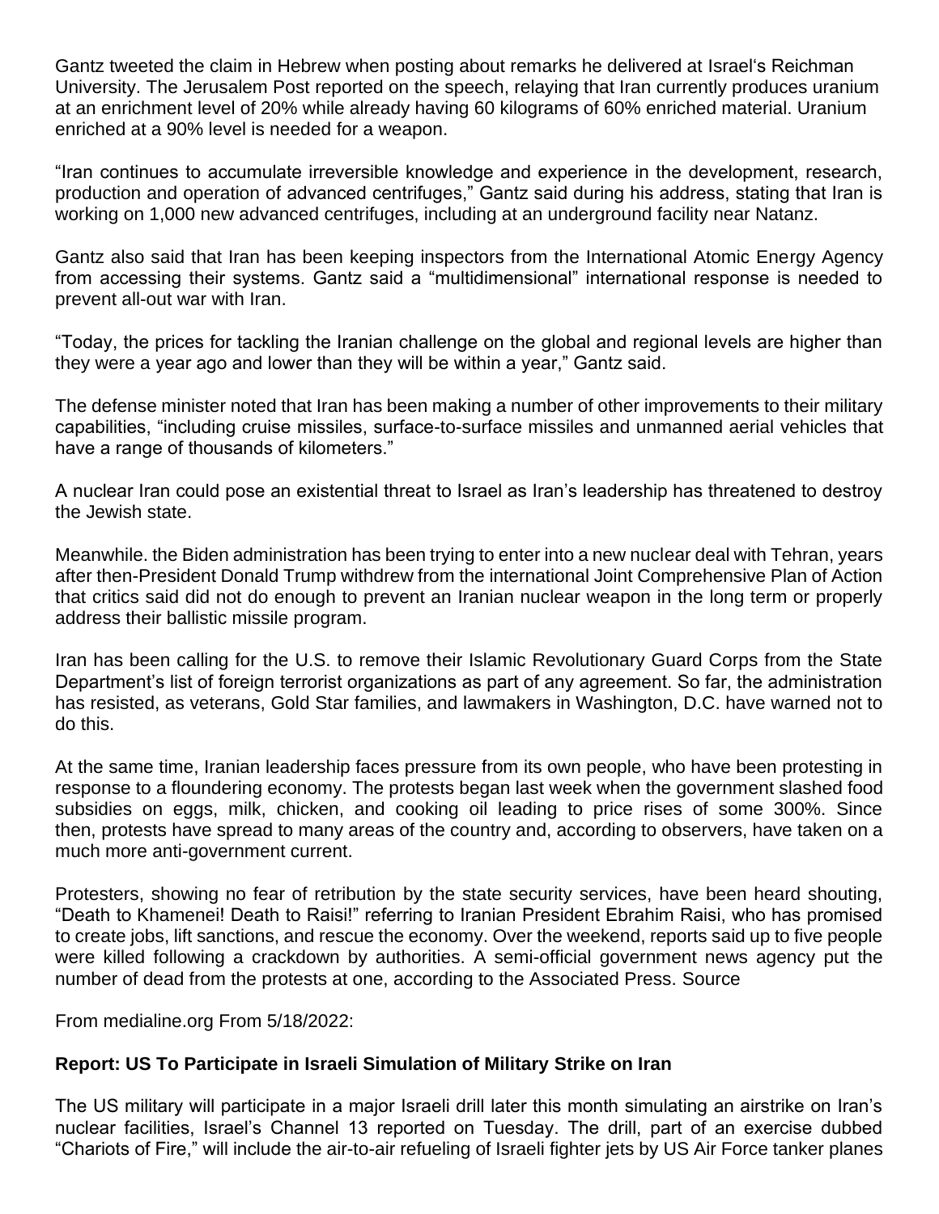Gantz tweeted the claim in Hebrew when posting about remarks he delivered at Israel's Reichman University. The Jerusalem Post reported on the speech, relaying that Iran currently produces uranium at an enrichment level of 20% while already having 60 kilograms of 60% enriched material. Uranium enriched at a 90% level is needed for a weapon.

"Iran continues to accumulate irreversible knowledge and experience in the development, research, production and operation of advanced centrifuges," Gantz said during his address, stating that Iran is working on 1,000 new advanced centrifuges, including at an underground facility near Natanz.

Gantz also said that Iran has been keeping inspectors from the International Atomic Energy Agency from accessing their systems. Gantz said a "multidimensional" international response is needed to prevent all-out war with Iran.

"Today, the prices for tackling the Iranian challenge on the global and regional levels are higher than they were a year ago and lower than they will be within a year," Gantz said.

The defense minister noted that Iran has been making a number of other improvements to their military capabilities, "including cruise missiles, surface-to-surface missiles and unmanned aerial vehicles that have a range of thousands of kilometers."

A nuclear Iran could pose an existential threat to Israel as Iran's leadership has threatened to destroy the Jewish state.

Meanwhile. the Biden administration has been trying to enter into a new nuclear deal with Tehran, years after then-President Donald Trump withdrew from the international Joint Comprehensive Plan of Action that critics said did not do enough to prevent an Iranian nuclear weapon in the long term or properly address their ballistic missile program.

Iran has been calling for the U.S. to remove their Islamic Revolutionary Guard Corps from the State Department's list of foreign terrorist organizations as part of any agreement. So far, the administration has resisted, as veterans, Gold Star families, and lawmakers in Washington, D.C. have warned not to do this.

At the same time, Iranian leadership faces pressure from its own people, who have been protesting in response to a floundering economy. The protests began last week when the government slashed food subsidies on eggs, milk, chicken, and cooking oil leading to price rises of some 300%. Since then, protests have spread to many areas of the country and, according to observers, have taken on a much more anti-government current.

Protesters, showing no fear of retribution by the state security services, have been heard shouting, "Death to Khamenei! Death to Raisi!" referring to Iranian President Ebrahim Raisi, who has promised to create jobs, lift sanctions, and rescue the economy. Over the weekend, reports said up to five people were killed following a crackdown by authorities. A semi-official government news agency put the number of dead from the protests at one, according to the Associated Press. Source

From medialine.org From 5/18/2022:

**Report: US To Participate in Israeli Simulation of Military Strike on Iran**

The US military will participate in a major Israeli drill later this month simulating an airstrike on Iran's nuclear facilities, Israel's Channel 13 reported on Tuesday. The drill, part of an exercise dubbed "Chariots of Fire," will include the air-to-air refueling of Israeli fighter jets by US Air Force tanker planes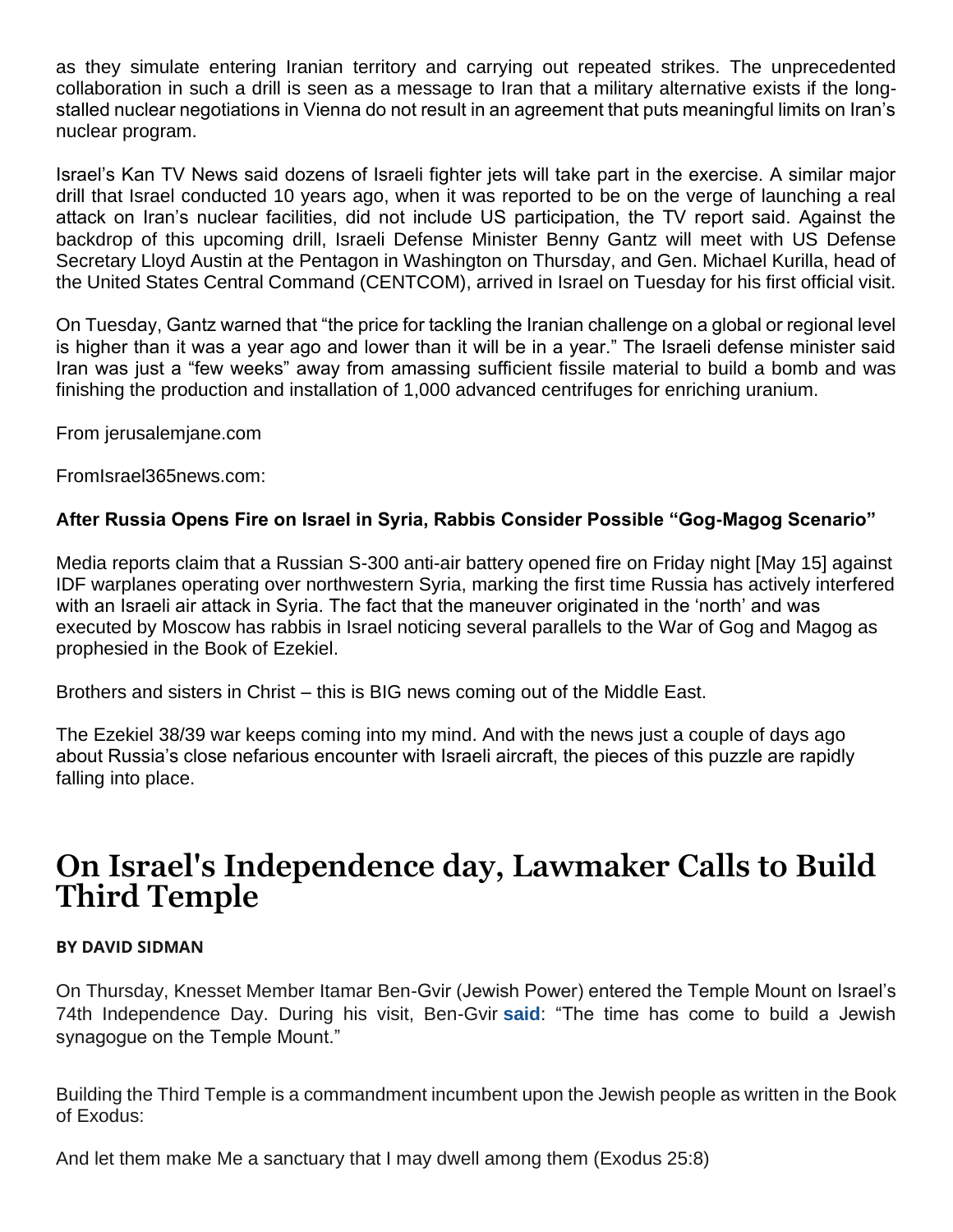as they simulate entering Iranian territory and carrying out repeated strikes. The unprecedented collaboration in such a drill is seen as a message to Iran that a military alternative exists if the long-stalled nuclear negotiations in Vienna do not result in an agreement that puts meaningful limits on Iran's nuclear program.

Israel's Kan TV News said dozens of Israeli fighter jets will take part in the exercise. A similar major drill that Israel conducted 10 years ago, when it was reported to be on the verge of launching a real attack on Iran's nuclear facilities, did not include US participation, the TV report said. Against the backdrop of this upcoming drill, Israeli Defense Minister Benny Gantz will meet with US Defense Secretary Lloyd Austin at the Pentagon in Washington on Thursday, and Gen. Michael Kurilla, head of the United States Central Command (CENTCOM), arrived in Israel on Tuesday for his first official visit.

On Tuesday, Gantz warned that "the price for tackling the Iranian challenge on a global or regional level is higher than it was a year ago and lower than it will be in a year." The Israeli defense minister said Iran was just a "few weeks" away from amassing sufficient fissile material to build a bomb and was finishing the production and installation of 1,000 advanced centrifuges for enriching uranium.

From jerusalemjane.com

FromIsrael365news.com:

**After Russia Opens Fire on Israel in Syria, Rabbis Consider Possible "Gog-Magog Scenario"**

Media reports claim that a Russian S-300 anti-air battery opened fire on Friday night [May 15] against IDF warplanes operating over northwestern Syria, marking the first time Russia has actively interfered with an Israeli air attack in Syria. The fact that the maneuver originated in the 'north' and was executed by Moscow has rabbis in Israel noticing several parallels to the War of Gog and Magog as prophesied in the Book of Ezekiel.

Brothers and sisters in Christ – this is BIG news coming out of the Middle East.

The Ezekiel 38/39 war keeps coming into my mind. And with the news just a couple of days ago about Russia's close nefarious encounter with Israeli aircraft, the pieces of this puzzle are rapidly falling into place.

# On Israel's Independence day, Lawmaker Calls to Build Third Temple

**BY DAVID SIDMAN**

On Thursday, Knesset Member Itamar Ben-Gvir (Jewish Power) entered the Temple Mount on Israel's 74th Independence Day. During his visit, Ben-Gvir **said**: "The time has come to build a Jewish synagogue on the Temple Mount."

Building the Third Temple is a commandment incumbent upon the Jewish people as written in the Book of Exodus:

And let them make Me a sanctuary that I may dwell among them (Exodus 25:8)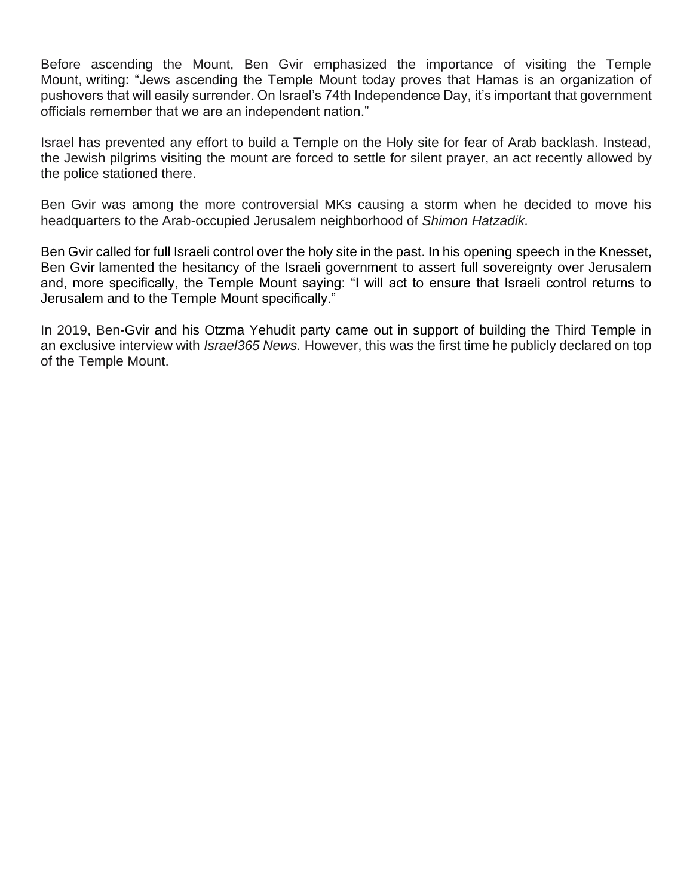Before ascending the Mount, Ben Gvir emphasized the importance of visiting the Temple Mount, writing: "Jews ascending the Temple Mount today proves that Hamas is an organization of pushovers that will easily surrender. On Israel's 74th Independence Day, it's important that government officials remember that we are an independent nation."

Israel has prevented any effort to build a Temple on the Holy site for fear of Arab backlash. Instead, the Jewish pilgrims visiting the mount are forced to settle for silent prayer, an act recently allowed by the police stationed there.

Ben Gvir was among the more controversial MKs causing a storm when he decided to move his headquarters to the Arab-occupied Jerusalem neighborhood of *Shimon Hatzadik.*

Ben Gvir called for full Israeli control over the holy site in the past. In his opening speech in the Knesset, Ben Gvir lamented the hesitancy of the Israeli government to assert full sovereignty over Jerusalem and, more specifically, the Temple Mount saying: "I will act to ensure that Israeli control returns to Jerusalem and to the Temple Mount specifically."

In 2019, Ben-Gvir and his Otzma Yehudit party came out in support of building the Third Temple in an exclusive interview with *Israel365 News.* However, this was the first time he publicly declared on top of the Temple Mount.